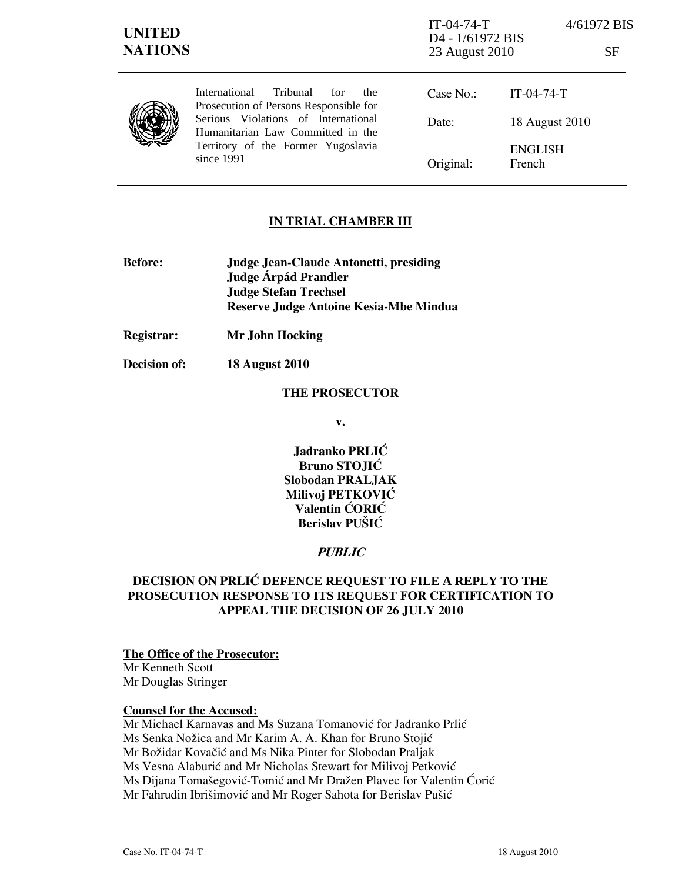**UNITED NATIONS**

IT-04-74-T 4/61972 BIS
D4 - 1/61972 BIS
23 August 2010 SF

International Tribunal for the Prosecution of Persons Responsible for Serious Violations of International Humanitarian Law Committed in the Territory of the Former Yugoslavia since 1991

| | |
|---|---|
| Case No.: | IT-04-74-T |
| Date: | 18 August 2010 |
| Original: | ENGLISH French |

## IN TRIAL CHAMBER III

**Before:** **Judge Jean-Claude Antonetti, presiding**
**Judge Árpád Prandler**
**Judge Stefan Trechsel**
**Reserve Judge Antoine Kesia-Mbe Mindua**

**Registrar:** **Mr John Hocking**

**Decision of:** **18 August 2010**

**THE PROSECUTOR**

**v.**

**Jadranko PRLIĆ**
**Bruno STOJIĆ**
**Slobodan PRALJAK**
**Milivoj PETKOVIĆ**
**Valentin ĆORIĆ**
**Berislav PUŠIĆ**

***PUBLIC***

## DECISION ON PRLIĆ DEFENCE REQUEST TO FILE A REPLY TO THE PROSECUTION RESPONSE TO ITS REQUEST FOR CERTIFICATION TO APPEAL THE DECISION OF 26 JULY 2010

**The Office of the Prosecutor:**
Mr Kenneth Scott
Mr Douglas Stringer

**Counsel for the Accused:**
Mr Michael Karnavas and Ms Suzana Tomanović for Jadranko Prlić
Ms Senka Nožica and Mr Karim A. A. Khan for Bruno Stojić
Mr Božidar Kovačić and Ms Nika Pinter for Slobodan Praljak
Ms Vesna Alaburić and Mr Nicholas Stewart for Milivoj Petković
Ms Dijana Tomašegović-Tomić and Mr Dražen Plavec for Valentin Ćorić
Mr Fahrudin Ibrišimović and Mr Roger Sahota for Berislav Pušić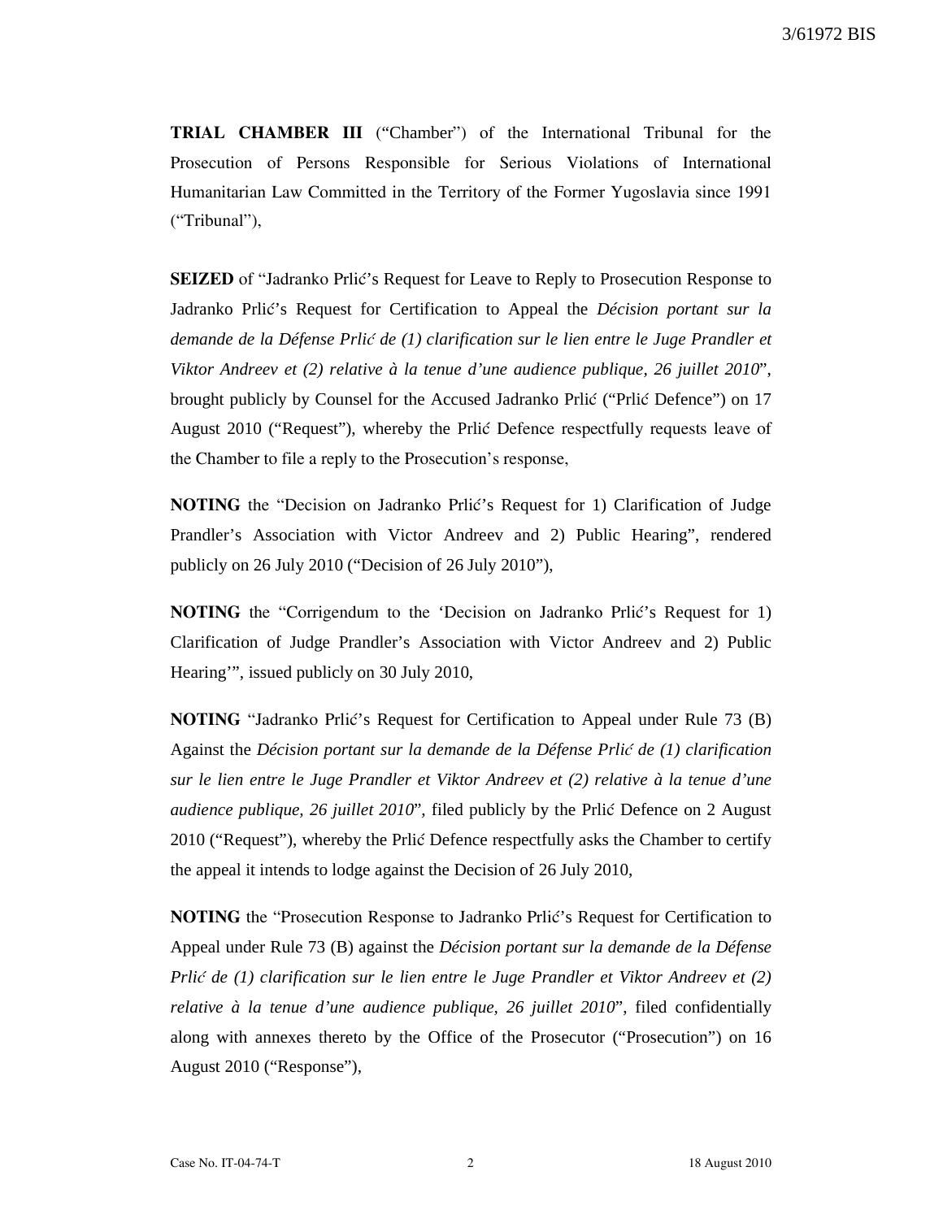**TRIAL CHAMBER III** ("Chamber") of the International Tribunal for the Prosecution of Persons Responsible for Serious Violations of International Humanitarian Law Committed in the Territory of the Former Yugoslavia since 1991 ("Tribunal"),

**SEIZED** of "Jadranko Prlić's Request for Leave to Reply to Prosecution Response to Jadranko Prlić's Request for Certification to Appeal the *Décision portant sur la demande de la Défense Prlić de (1) clarification sur le lien entre le Juge Prandler et Viktor Andreev et (2) relative à la tenue d'une audience publique, 26 juillet 2010*", brought publicly by Counsel for the Accused Jadranko Prlić ("Prlić Defence") on 17 August 2010 ("Request"), whereby the Prlić Defence respectfully requests leave of the Chamber to file a reply to the Prosecution's response,

**NOTING** the "Decision on Jadranko Prlić's Request for 1) Clarification of Judge Prandler's Association with Victor Andreev and 2) Public Hearing", rendered publicly on 26 July 2010 ("Decision of 26 July 2010"),

**NOTING** the "Corrigendum to the 'Decision on Jadranko Prlić's Request for 1) Clarification of Judge Prandler's Association with Victor Andreev and 2) Public Hearing'", issued publicly on 30 July 2010,

**NOTING** "Jadranko Prlić's Request for Certification to Appeal under Rule 73 (B) Against the *Décision portant sur la demande de la Défense Prlić de (1) clarification sur le lien entre le Juge Prandler et Viktor Andreev et (2) relative à la tenue d'une audience publique, 26 juillet 2010*", filed publicly by the Prlić Defence on 2 August 2010 ("Request"), whereby the Prlić Defence respectfully asks the Chamber to certify the appeal it intends to lodge against the Decision of 26 July 2010,

**NOTING** the "Prosecution Response to Jadranko Prlić's Request for Certification to Appeal under Rule 73 (B) against the *Décision portant sur la demande de la Défense Prlić de (1) clarification sur le lien entre le Juge Prandler et Viktor Andreev et (2) relative à la tenue d'une audience publique, 26 juillet 2010*", filed confidentially along with annexes thereto by the Office of the Prosecutor ("Prosecution") on 16 August 2010 ("Response"),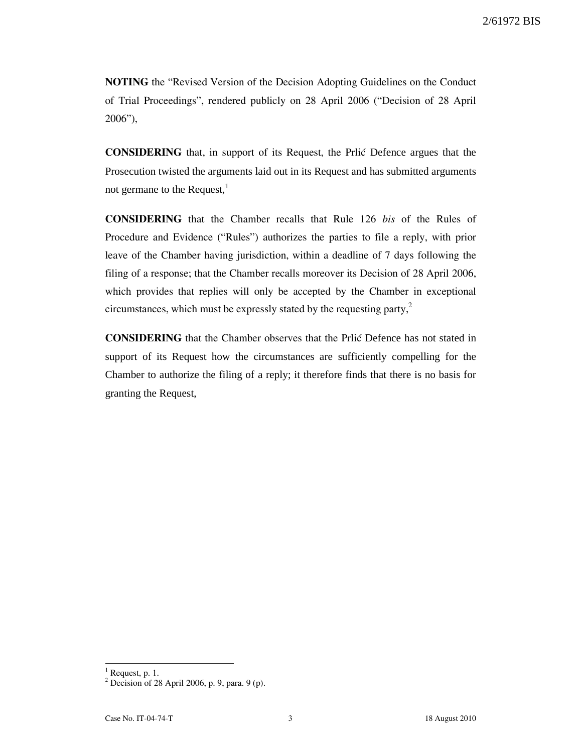**NOTING** the "Revised Version of the Decision Adopting Guidelines on the Conduct of Trial Proceedings", rendered publicly on 28 April 2006 ("Decision of 28 April 2006"),

**CONSIDERING** that, in support of its Request, the Prlić Defence argues that the Prosecution twisted the arguments laid out in its Request and has submitted arguments not germane to the Request,[1]

**CONSIDERING** that the Chamber recalls that Rule 126 *bis* of the Rules of Procedure and Evidence ("Rules") authorizes the parties to file a reply, with prior leave of the Chamber having jurisdiction, within a deadline of 7 days following the filing of a response; that the Chamber recalls moreover its Decision of 28 April 2006, which provides that replies will only be accepted by the Chamber in exceptional circumstances, which must be expressly stated by the requesting party,[2]

**CONSIDERING** that the Chamber observes that the Prlić Defence has not stated in support of its Request how the circumstances are sufficiently compelling for the Chamber to authorize the filing of a reply; it therefore finds that there is no basis for granting the Request,

---

[1] Request, p. 1.

[2] Decision of 28 April 2006, p. 9, para. 9 (p).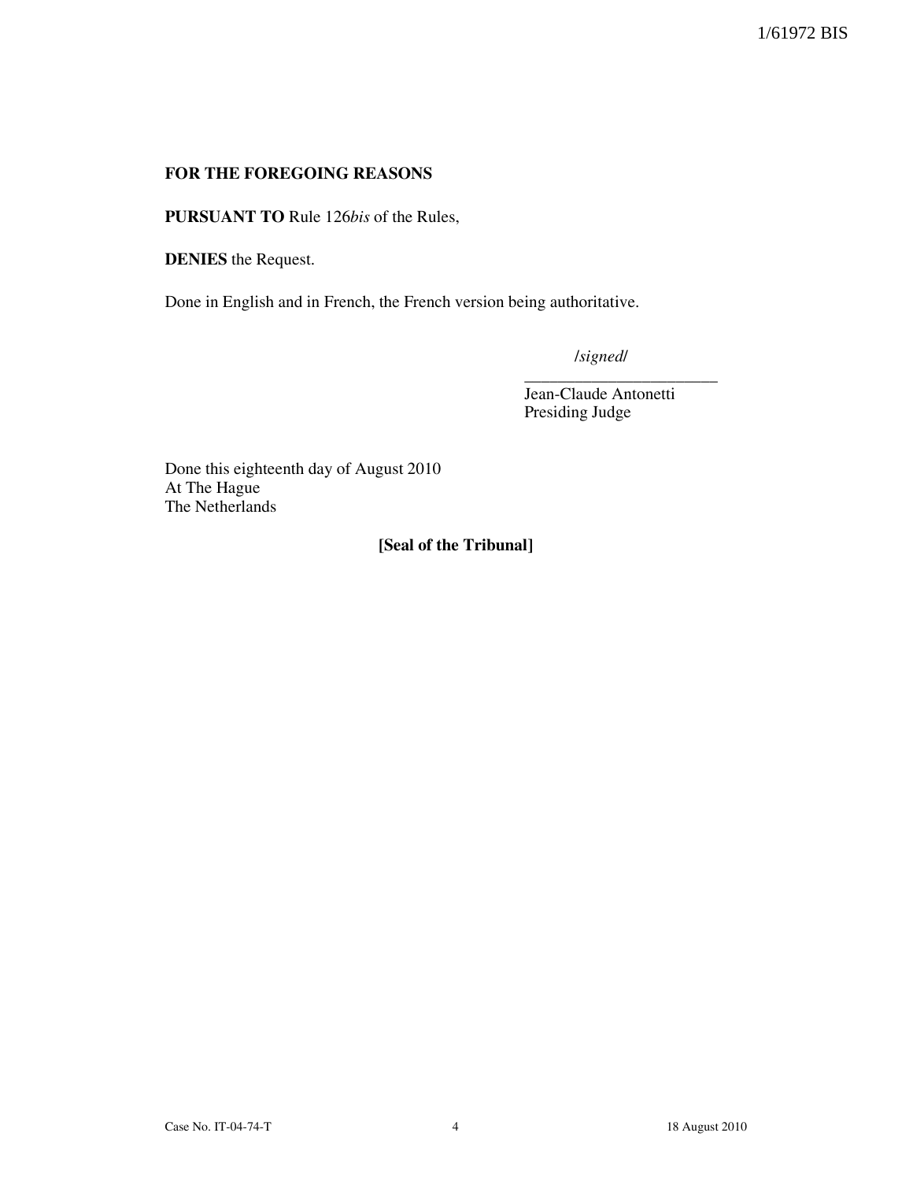**FOR THE FOREGOING REASONS**

**PURSUANT TO** Rule 126*bis* of the Rules,

**DENIES** the Request.

Done in English and in French, the French version being authoritative.

/*signed*/

_______________________

Jean-Claude Antonetti
Presiding Judge

Done this eighteenth day of August 2010
At The Hague
The Netherlands

**[Seal of the Tribunal]**